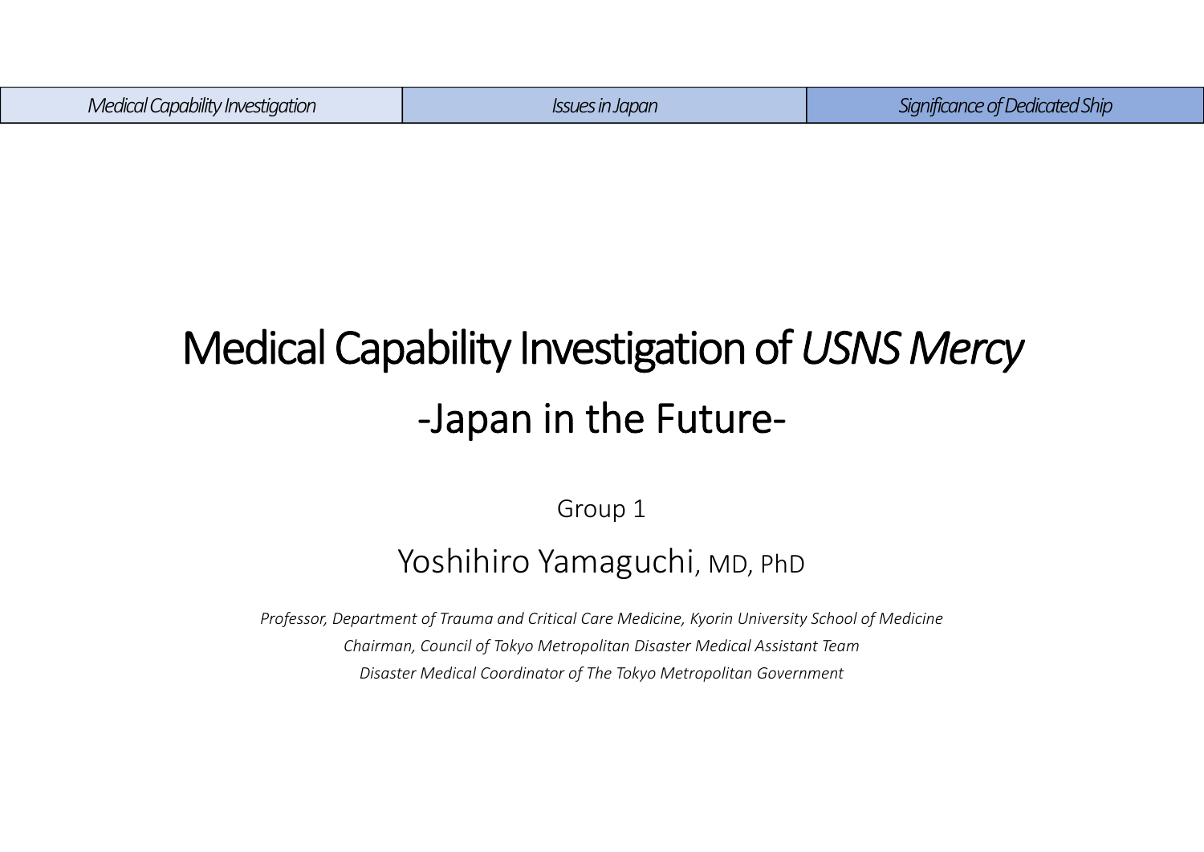| Medical Capability Investigation | Issues in Japan | Significance of Dedicated Ship |
|---|---|---|

# Medical Capability Investigation of *USNS Mercy*

## -Japan in the Future-

Group 1

Yoshihiro Yamaguchi, MD, PhD

*Professor, Department of Trauma and Critical Care Medicine, Kyorin University School of Medicine*

*Chairman, Council of Tokyo Metropolitan Disaster Medical Assistant Team*

*Disaster Medical Coordinator of The Tokyo Metropolitan Government*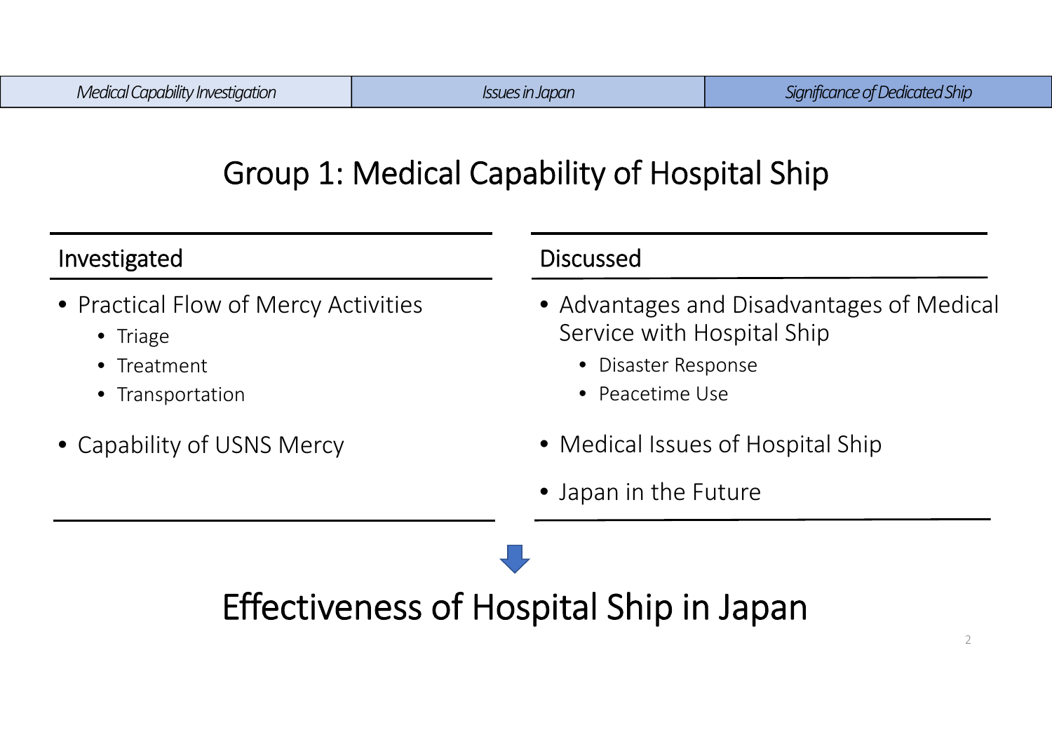| *Medical Capability Investigation* | *Issues in Japan* | *Significance of Dedicated Ship* |
| --- | --- | --- |

# Group 1: Medical Capability of Hospital Ship

## Investigated

- Practical Flow of Mercy Activities
  - Triage
  - Treatment
  - Transportation
- Capability of USNS Mercy

## Discussed

- Advantages and Disadvantages of Medical Service with Hospital Ship
  - Disaster Response
  - Peacetime Use
- Medical Issues of Hospital Ship
- Japan in the Future

# Effectiveness of Hospital Ship in Japan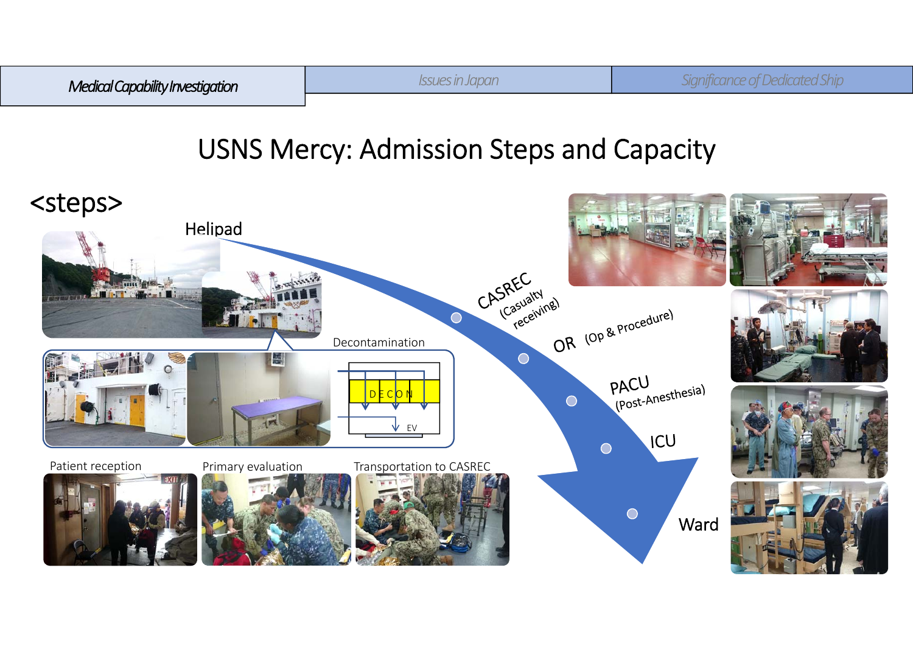Medical Capability Investigation | Issues in Japan | Significance of Dedicated Ship

# USNS Mercy: Admission Steps and Capacity

## <steps>

Helipad

Decontamination

DECON

EV

Patient reception

Primary evaluation

Transportation to CASREC

CASREC (Casualty receiving)

OR (Op & Procedure)

PACU (Post-Anesthesia)

ICU

Ward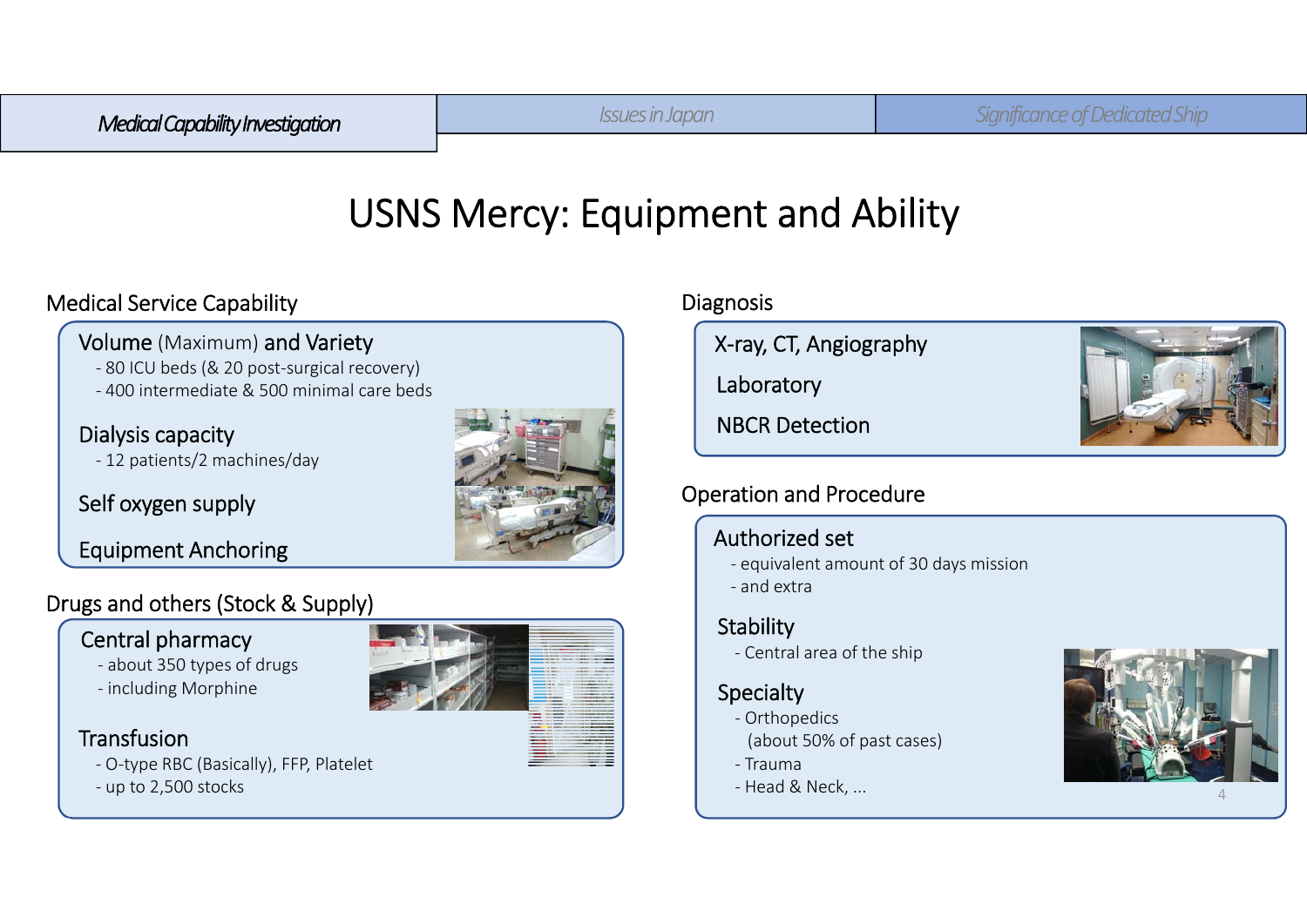Medical Capability Investigation | Issues in Japan | Significance of Dedicated Ship

# USNS Mercy: Equipment and Ability

## Medical Service Capability

**Volume** (Maximum) **and Variety**
- 80 ICU beds (& 20 post-surgical recovery)
- 400 intermediate & 500 minimal care beds

**Dialysis capacity**
- 12 patients/2 machines/day

**Self oxygen supply**

**Equipment Anchoring**

## Drugs and others (Stock & Supply)

**Central pharmacy**
- about 350 types of drugs
- including Morphine

**Transfusion**
- O-type RBC (Basically), FFP, Platelet
- up to 2,500 stocks

## Diagnosis

**X-ray, CT, Angiography**

**Laboratory**

**NBCR Detection**

## Operation and Procedure

**Authorized set**
- equivalent amount of 30 days mission
- and extra

**Stability**
- Central area of the ship

**Specialty**
- Orthopedics
  (about 50% of past cases)
- Trauma
- Head & Neck, ...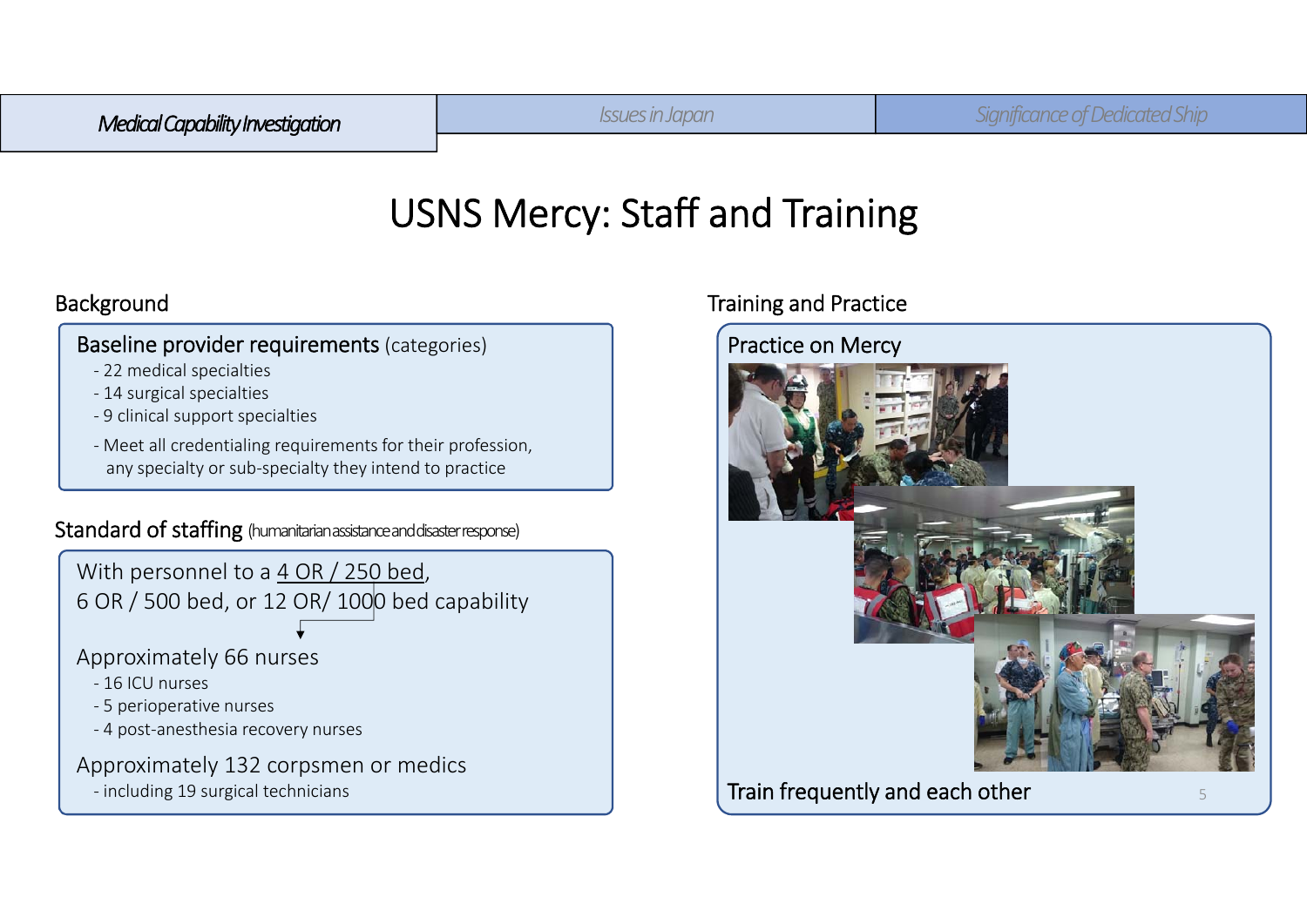*Medical Capability Investigation* | *Issues in Japan* | *Significance of Dedicated Ship*

# USNS Mercy: Staff and Training

## Background

**Baseline provider requirements** (categories)

- 22 medical specialties
- 14 surgical specialties
- 9 clinical support specialties
- Meet all credentialing requirements for their profession, any specialty or sub-specialty they intend to practice

### Standard of staffing (humanitarian assistance and disaster response)

With personnel to a 4 OR / 250 bed, 6 OR / 500 bed, or 12 OR/ 1000 bed capability

Approximately 66 nurses

- 16 ICU nurses
- 5 perioperative nurses
- 4 post-anesthesia recovery nurses

Approximately 132 corpsmen or medics

- including 19 surgical technicians

## Training and Practice

**Practice on Mercy**

**Train frequently and each other**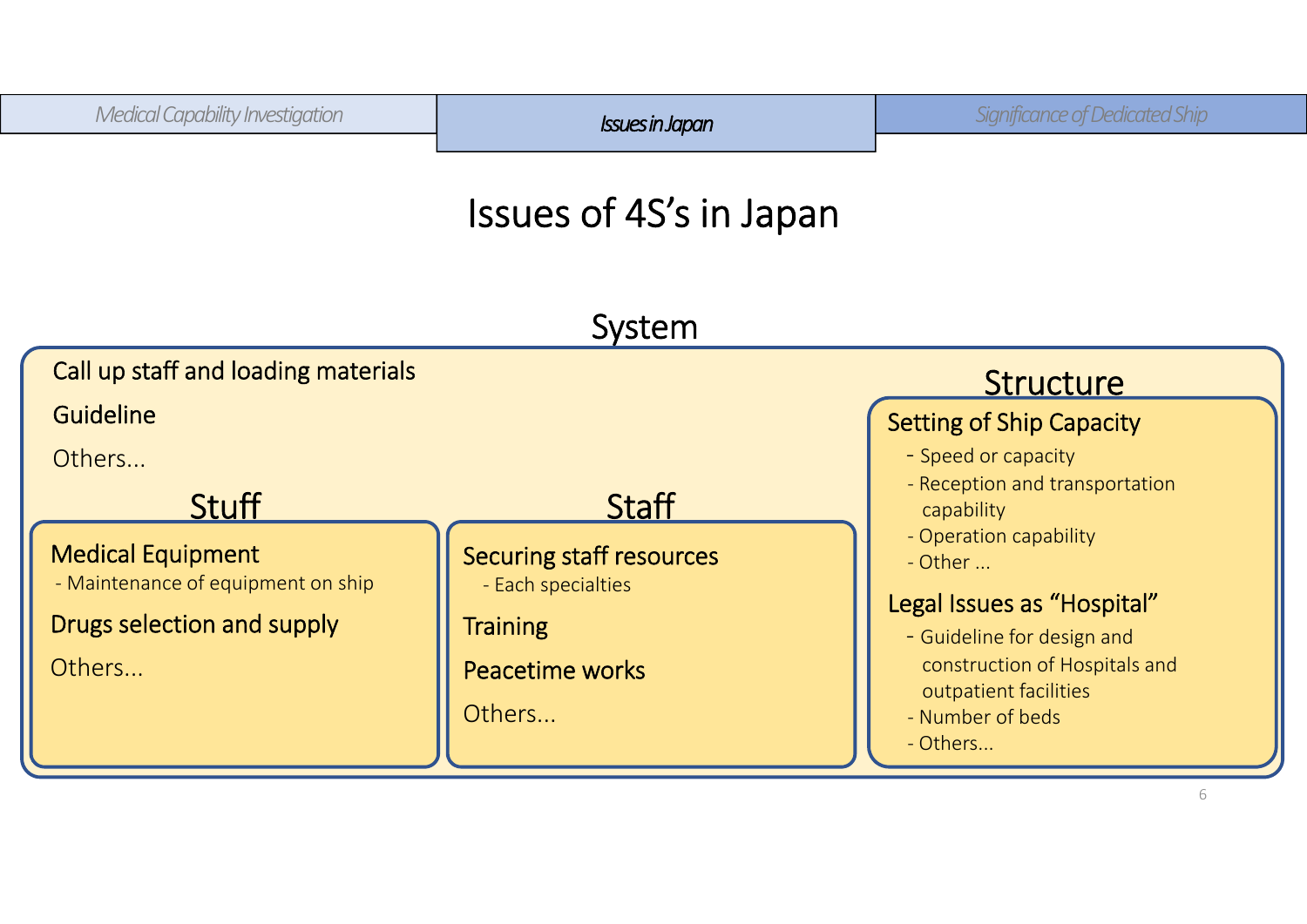Medical Capability Investigation | **Issues in Japan** | Significance of Dedicated Ship

# Issues of 4S's in Japan

## System

Call up staff and loading materials

Guideline

Others...

### Stuff

**Medical Equipment**
- Maintenance of equipment on ship

**Drugs selection and supply**

Others...

### Staff

**Securing staff resources**
- Each specialties

**Training**

**Peacetime works**

Others...

### Structure

**Setting of Ship Capacity**
- Speed or capacity
- Reception and transportation capability
- Operation capability
- Other ...

**Legal Issues as "Hospital"**
- Guideline for design and construction of Hospitals and outpatient facilities
- Number of beds
- Others...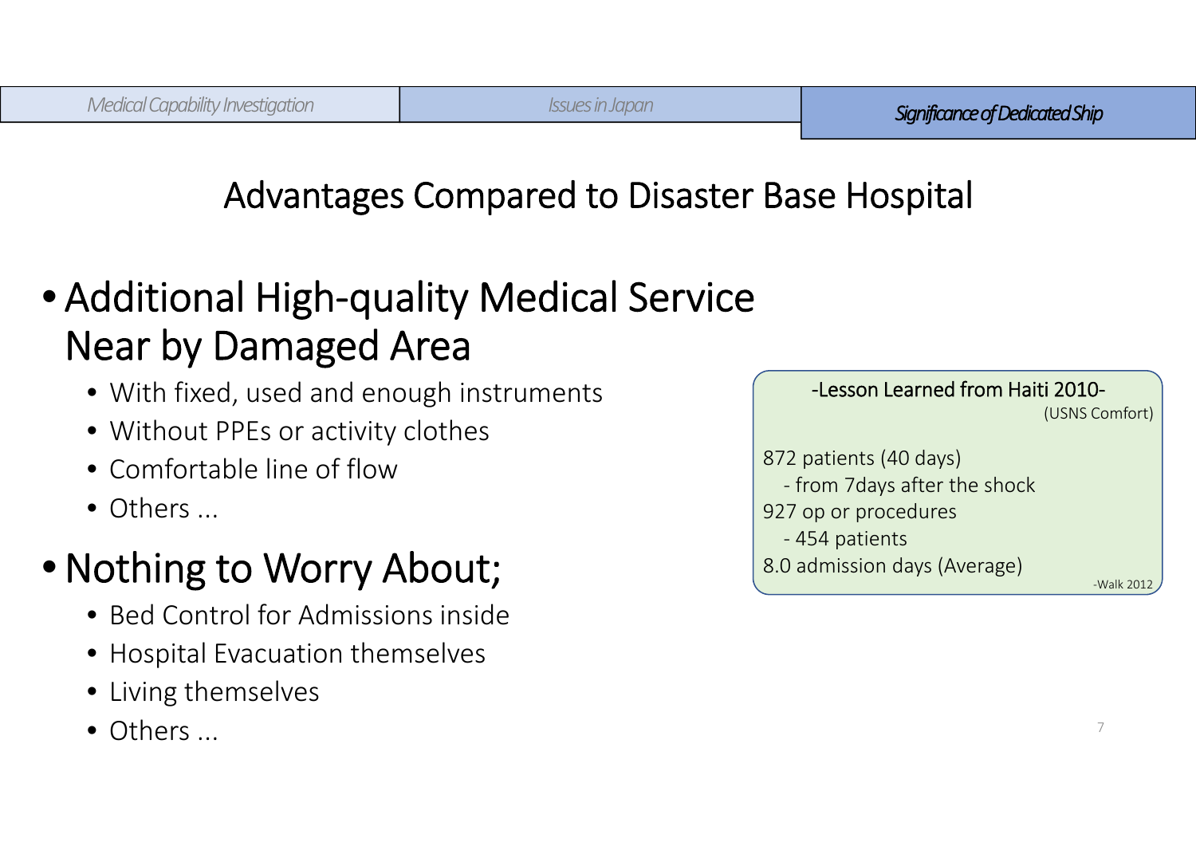Medical Capability Investigation | Issues in Japan | *Significance of Dedicated Ship*

# Advantages Compared to Disaster Base Hospital

- **Additional High-quality Medical Service Near by Damaged Area**
  - With fixed, used and enough instruments
  - Without PPEs or activity clothes
  - Comfortable line of flow
  - Others ...
- **Nothing to Worry About;**
  - Bed Control for Admissions inside
  - Hospital Evacuation themselves
  - Living themselves
  - Others ...

> **-Lesson Learned from Haiti 2010-**
> (USNS Comfort)
>
> 872 patients (40 days)
> - from 7days after the shock
>
> 927 op or procedures
> - 454 patients
>
> 8.0 admission days (Average)
>
> -Walk 2012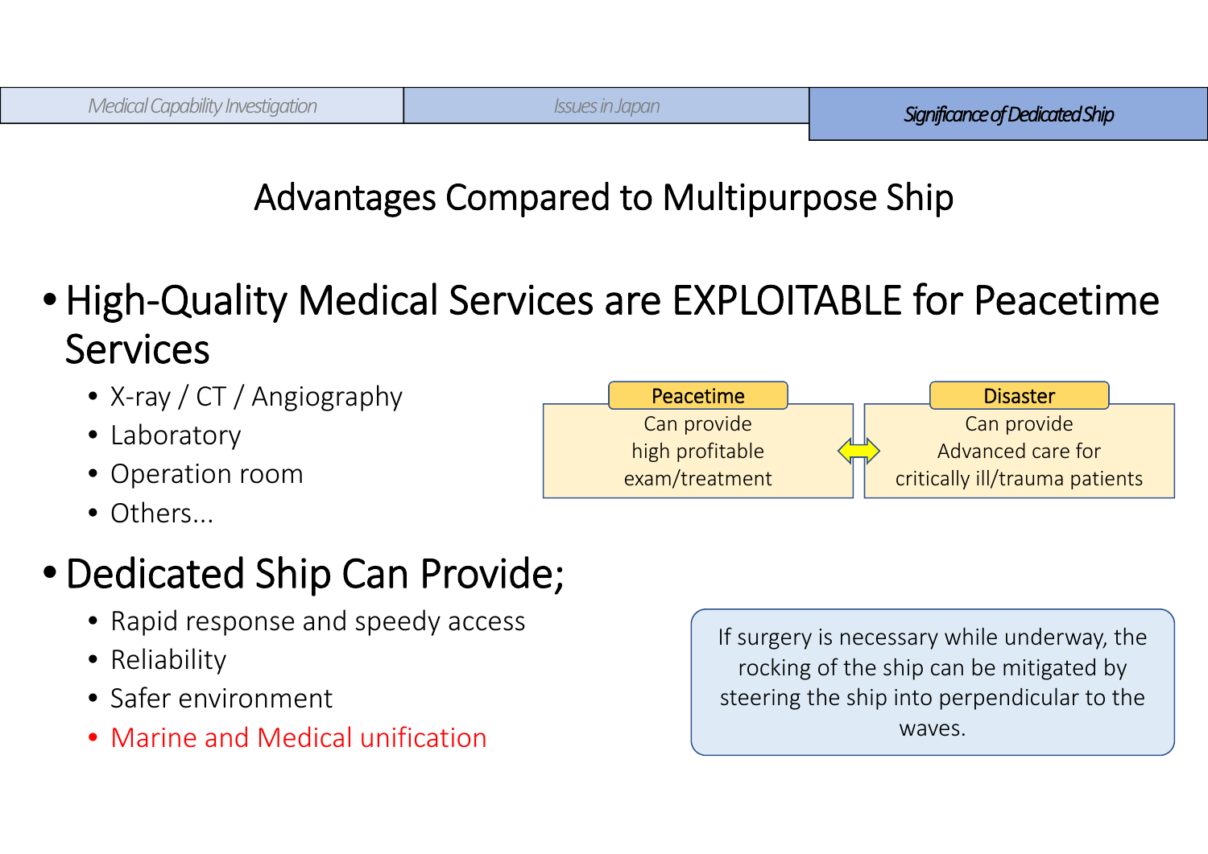Medical Capability Investigation | Issues in Japan | ***Significance of Dedicated Ship***

# Advantages Compared to Multipurpose Ship

- High-Quality Medical Services are EXPLOITABLE for Peacetime Services
  - X-ray / CT / Angiography
  - Laboratory
  - Operation room
  - Others...

| Peacetime | | Disaster |
|---|---|---|
| Can provide high profitable exam/treatment | ⟺ | Can provide Advanced care for critically ill/trauma patients |

- Dedicated Ship Can Provide;
  - Rapid response and speedy access
  - Reliability
  - Safer environment
  - Marine and Medical unification

If surgery is necessary while underway, the rocking of the ship can be mitigated by steering the ship into perpendicular to the waves.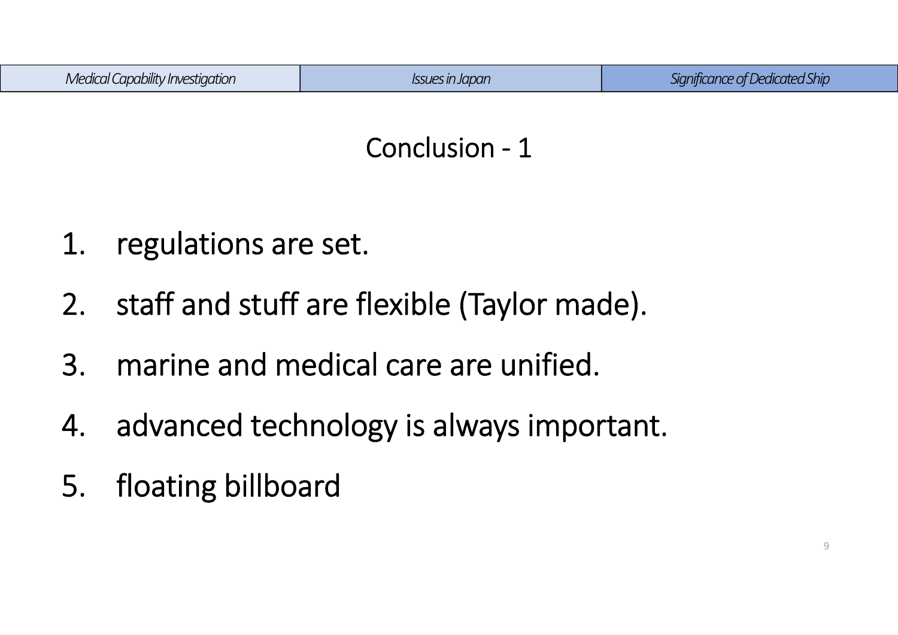# Conclusion - 1

1. regulations are set.
2. staff and stuff are flexible (Taylor made).
3. marine and medical care are unified.
4. advanced technology is always important.
5. floating billboard